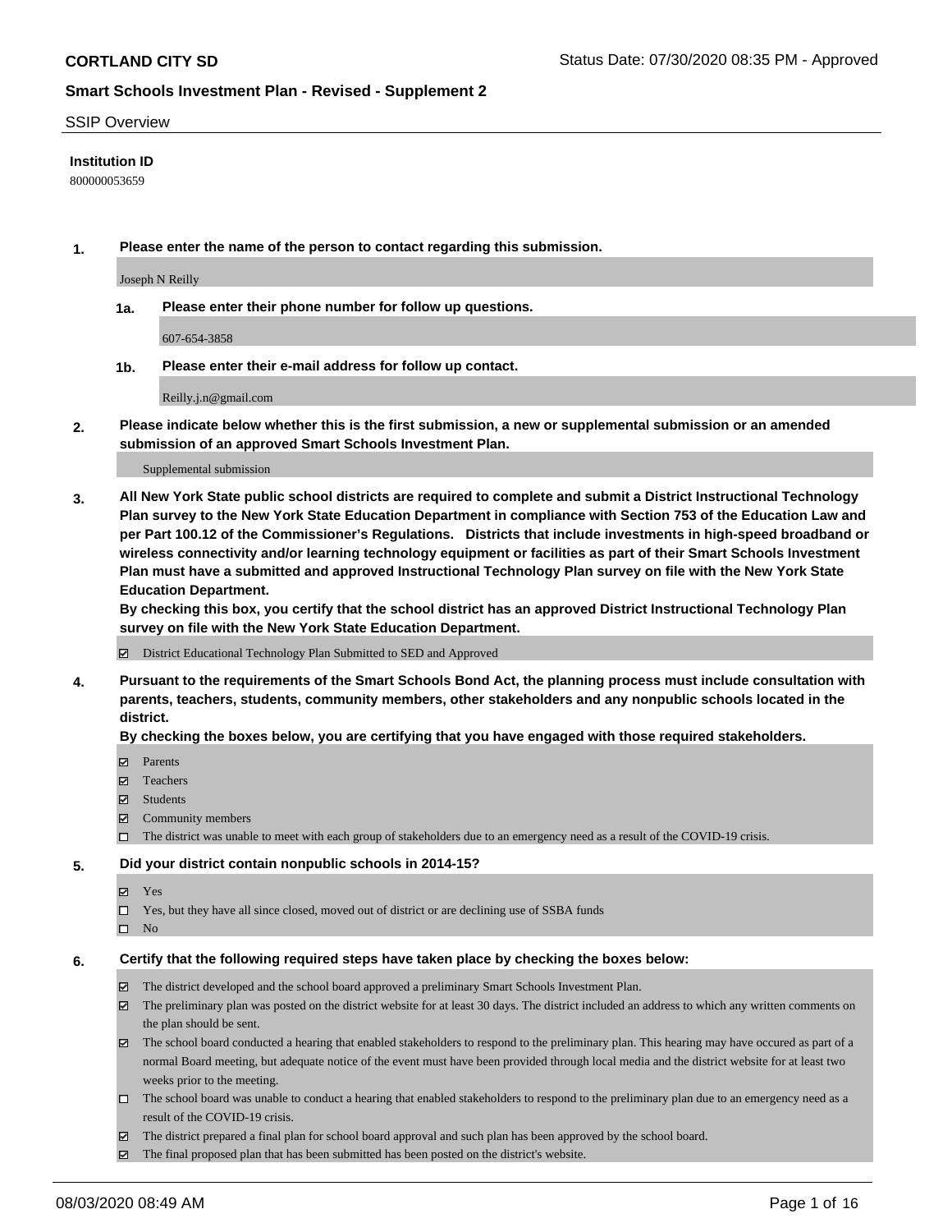**CORTLAND CITY SD** Status Date: 07/30/2020 08:35 PM - Approved

**Smart Schools Investment Plan - Revised - Supplement 2**

SSIP Overview

**Institution ID**

800000053659

**1. Please enter the name of the person to contact regarding this submission.**

Joseph N Reilly

**1a. Please enter their phone number for follow up questions.**

607-654-3858

**1b. Please enter their e-mail address for follow up contact.**

Reilly.j.n@gmail.com

**2. Please indicate below whether this is the first submission, a new or supplemental submission or an amended submission of an approved Smart Schools Investment Plan.**

Supplemental submission

**3. All New York State public school districts are required to complete and submit a District Instructional Technology Plan survey to the New York State Education Department in compliance with Section 753 of the Education Law and per Part 100.12 of the Commissioner's Regulations. Districts that include investments in high-speed broadband or wireless connectivity and/or learning technology equipment or facilities as part of their Smart Schools Investment Plan must have a submitted and approved Instructional Technology Plan survey on file with the New York State Education Department.**
**By checking this box, you certify that the school district has an approved District Instructional Technology Plan survey on file with the New York State Education Department.**

☑ District Educational Technology Plan Submitted to SED and Approved

**4. Pursuant to the requirements of the Smart Schools Bond Act, the planning process must include consultation with parents, teachers, students, community members, other stakeholders and any nonpublic schools located in the district.**
**By checking the boxes below, you are certifying that you have engaged with those required stakeholders.**

☑ Parents
☑ Teachers
☑ Students
☑ Community members
☐ The district was unable to meet with each group of stakeholders due to an emergency need as a result of the COVID-19 crisis.

**5. Did your district contain nonpublic schools in 2014-15?**

☑ Yes
☐ Yes, but they have all since closed, moved out of district or are declining use of SSBA funds
☐ No

**6. Certify that the following required steps have taken place by checking the boxes below:**

☑ The district developed and the school board approved a preliminary Smart Schools Investment Plan.
☑ The preliminary plan was posted on the district website for at least 30 days. The district included an address to which any written comments on the plan should be sent.
☑ The school board conducted a hearing that enabled stakeholders to respond to the preliminary plan. This hearing may have occured as part of a normal Board meeting, but adequate notice of the event must have been provided through local media and the district website for at least two weeks prior to the meeting.
☐ The school board was unable to conduct a hearing that enabled stakeholders to respond to the preliminary plan due to an emergency need as a result of the COVID-19 crisis.
☑ The district prepared a final plan for school board approval and such plan has been approved by the school board.
☑ The final proposed plan that has been submitted has been posted on the district's website.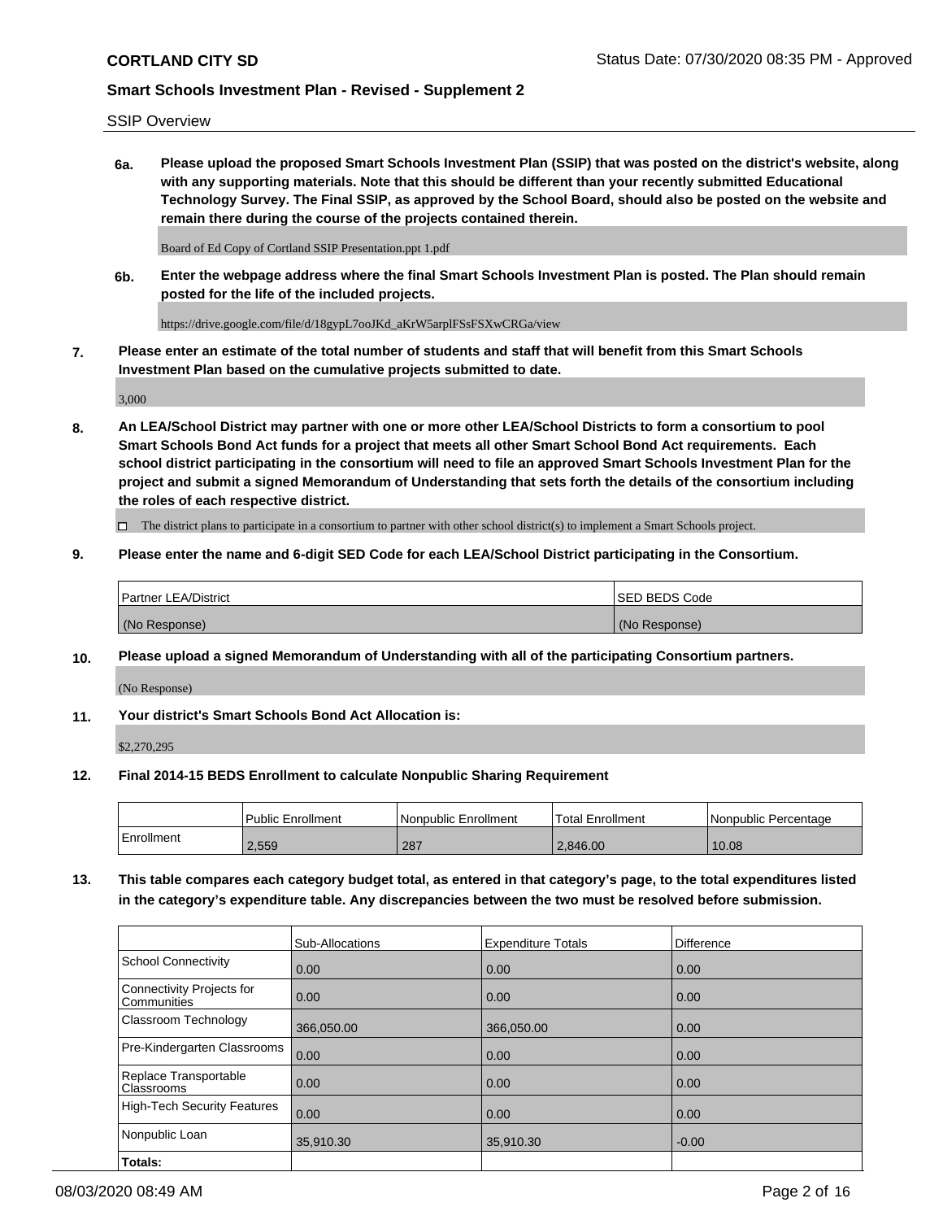SSIP Overview

**6a. Please upload the proposed Smart Schools Investment Plan (SSIP) that was posted on the district's website, along with any supporting materials. Note that this should be different than your recently submitted Educational Technology Survey. The Final SSIP, as approved by the School Board, should also be posted on the website and remain there during the course of the projects contained therein.**

Board of Ed Copy of Cortland SSIP Presentation.ppt 1.pdf

**6b. Enter the webpage address where the final Smart Schools Investment Plan is posted. The Plan should remain posted for the life of the included projects.**

https://drive.google.com/file/d/18gypL7ooJKd_aKrW5arplFSsFSXwCRGa/view

**7. Please enter an estimate of the total number of students and staff that will benefit from this Smart Schools Investment Plan based on the cumulative projects submitted to date.**

3,000

**8. An LEA/School District may partner with one or more other LEA/School Districts to form a consortium to pool Smart Schools Bond Act funds for a project that meets all other Smart School Bond Act requirements. Each school district participating in the consortium will need to file an approved Smart Schools Investment Plan for the project and submit a signed Memorandum of Understanding that sets forth the details of the consortium including the roles of each respective district.**

☐ The district plans to participate in a consortium to partner with other school district(s) to implement a Smart Schools project.

**9. Please enter the name and 6-digit SED Code for each LEA/School District participating in the Consortium.**

| Partner LEA/District | SED BEDS Code |
| --- | --- |
| (No Response) | (No Response) |

**10. Please upload a signed Memorandum of Understanding with all of the participating Consortium partners.**

(No Response)

**11. Your district's Smart Schools Bond Act Allocation is:**

$2,270,295

**12. Final 2014-15 BEDS Enrollment to calculate Nonpublic Sharing Requirement**

| | Public Enrollment | Nonpublic Enrollment | Total Enrollment | Nonpublic Percentage |
| --- | --- | --- | --- | --- |
| Enrollment | 2,559 | 287 | 2,846.00 | 10.08 |

**13. This table compares each category budget total, as entered in that category's page, to the total expenditures listed in the category's expenditure table. Any discrepancies between the two must be resolved before submission.**

| | Sub-Allocations | Expenditure Totals | Difference |
| --- | --- | --- | --- |
| School Connectivity | 0.00 | 0.00 | 0.00 |
| Connectivity Projects for Communities | 0.00 | 0.00 | 0.00 |
| Classroom Technology | 366,050.00 | 366,050.00 | 0.00 |
| Pre-Kindergarten Classrooms | 0.00 | 0.00 | 0.00 |
| Replace Transportable Classrooms | 0.00 | 0.00 | 0.00 |
| High-Tech Security Features | 0.00 | 0.00 | 0.00 |
| Nonpublic Loan | 35,910.30 | 35,910.30 | -0.00 |
| **Totals:** | | | |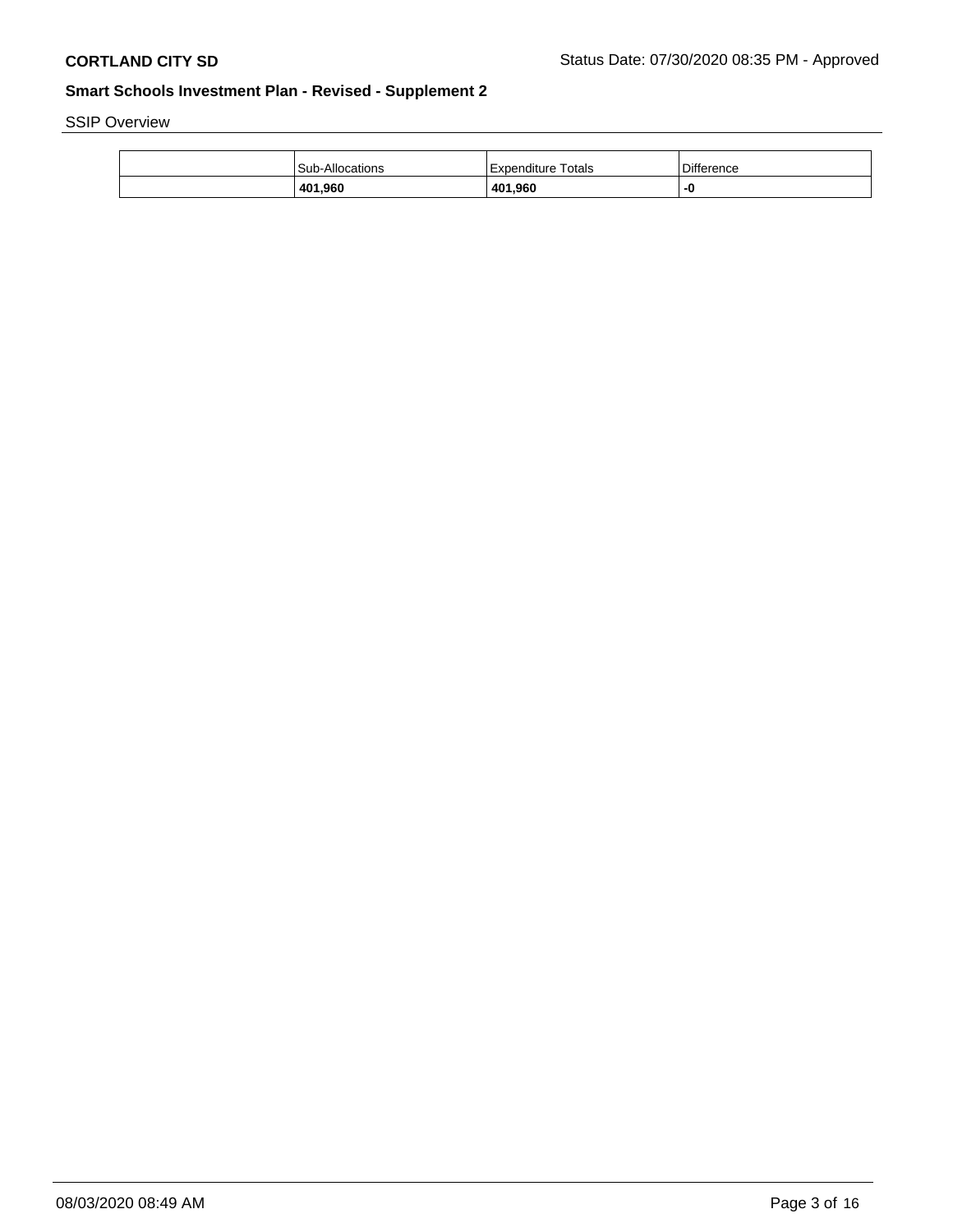**CORTLAND CITY SD** Status Date: 07/30/2020 08:35 PM - Approved

## Smart Schools Investment Plan - Revised - Supplement 2

SSIP Overview

| | Sub-Allocations | Expenditure Totals | Difference |
|---|---|---|---|
| | **401,960** | **401,960** | **-0** |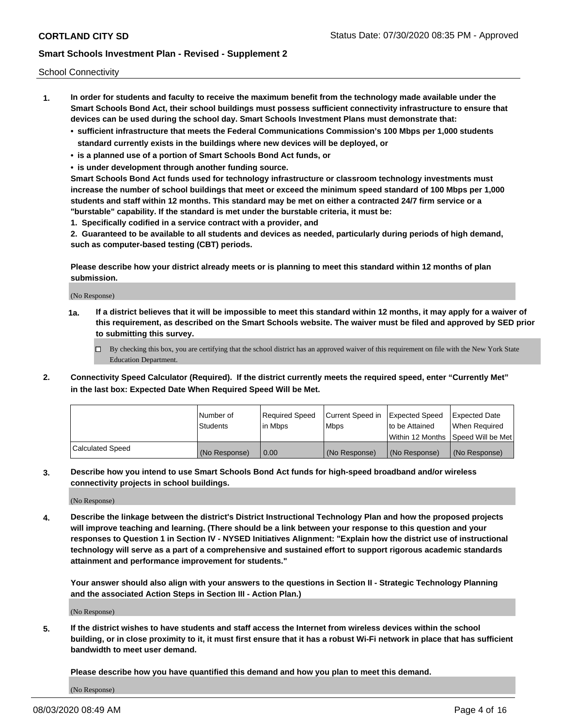School Connectivity

1. **In order for students and faculty to receive the maximum benefit from the technology made available under the Smart Schools Bond Act, their school buildings must possess sufficient connectivity infrastructure to ensure that devices can be used during the school day. Smart Schools Investment Plans must demonstrate that:**
   - **sufficient infrastructure that meets the Federal Communications Commission's 100 Mbps per 1,000 students standard currently exists in the buildings where new devices will be deployed, or**
   - **is a planned use of a portion of Smart Schools Bond Act funds, or**
   - **is under development through another funding source.**

   **Smart Schools Bond Act funds used for technology infrastructure or classroom technology investments must increase the number of school buildings that meet or exceed the minimum speed standard of 100 Mbps per 1,000 students and staff within 12 months. This standard may be met on either a contracted 24/7 firm service or a "burstable" capability. If the standard is met under the burstable criteria, it must be:**

   **1. Specifically codified in a service contract with a provider, and**

   **2. Guaranteed to be available to all students and devices as needed, particularly during periods of high demand, such as computer-based testing (CBT) periods.**

   **Please describe how your district already meets or is planning to meet this standard within 12 months of plan submission.**

   (No Response)

   **1a. If a district believes that it will be impossible to meet this standard within 12 months, it may apply for a waiver of this requirement, as described on the Smart Schools website. The waiver must be filed and approved by SED prior to submitting this survey.**

   ☐ By checking this box, you are certifying that the school district has an approved waiver of this requirement on file with the New York State Education Department.

2. **Connectivity Speed Calculator (Required). If the district currently meets the required speed, enter "Currently Met" in the last box: Expected Date When Required Speed Will be Met.**

| | Number of Students | Required Speed in Mbps | Current Speed in Mbps | Expected Speed to be Attained Within 12 Months | Expected Date When Required Speed Will be Met |
|---|---|---|---|---|---|
| Calculated Speed | (No Response) | 0.00 | (No Response) | (No Response) | (No Response) |

3. **Describe how you intend to use Smart Schools Bond Act funds for high-speed broadband and/or wireless connectivity projects in school buildings.**

   (No Response)

4. **Describe the linkage between the district's District Instructional Technology Plan and how the proposed projects will improve teaching and learning. (There should be a link between your response to this question and your responses to Question 1 in Section IV - NYSED Initiatives Alignment: "Explain how the district use of instructional technology will serve as a part of a comprehensive and sustained effort to support rigorous academic standards attainment and performance improvement for students."**

   **Your answer should also align with your answers to the questions in Section II - Strategic Technology Planning and the associated Action Steps in Section III - Action Plan.)**

   (No Response)

5. **If the district wishes to have students and staff access the Internet from wireless devices within the school building, or in close proximity to it, it must first ensure that it has a robust Wi-Fi network in place that has sufficient bandwidth to meet user demand.**

   **Please describe how you have quantified this demand and how you plan to meet this demand.**

   (No Response)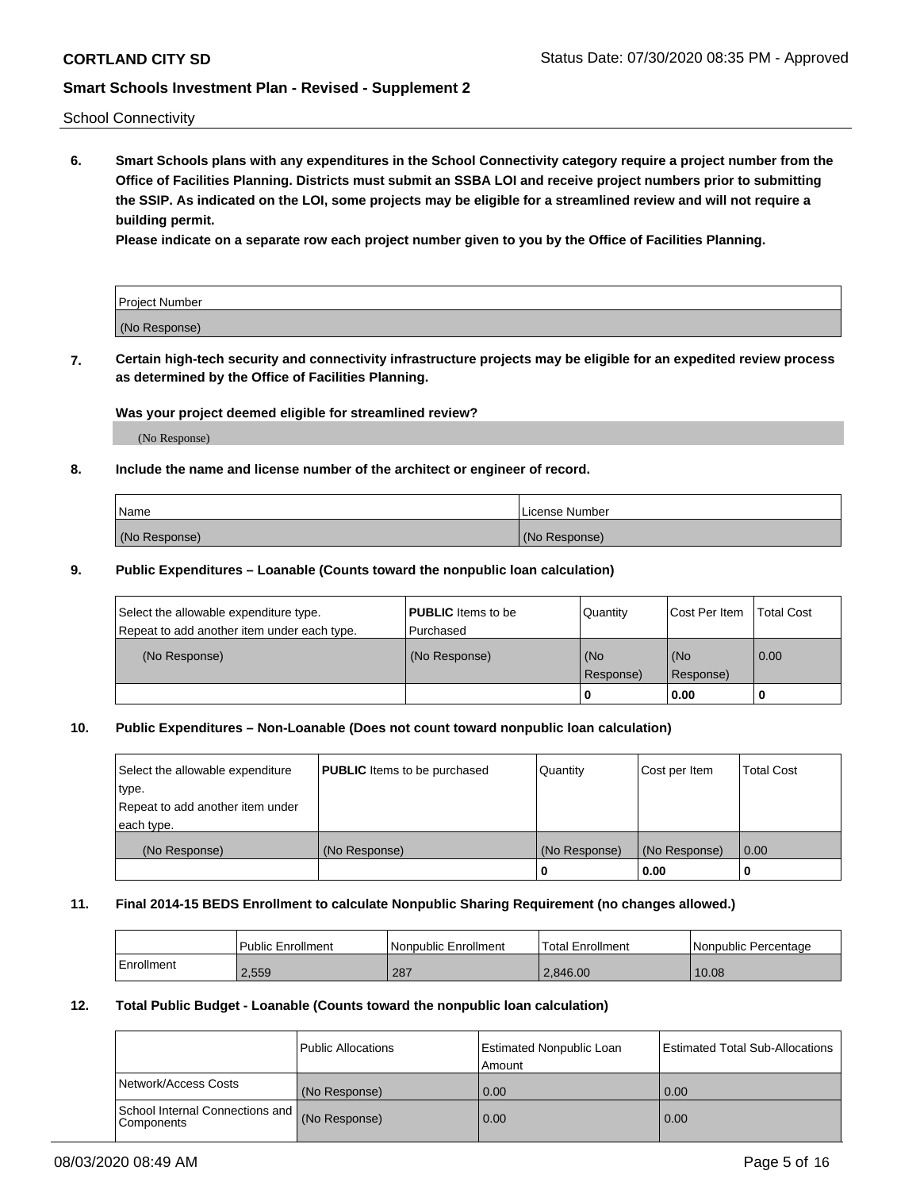School Connectivity

**6. Smart Schools plans with any expenditures in the School Connectivity category require a project number from the Office of Facilities Planning. Districts must submit an SSBA LOI and receive project numbers prior to submitting the SSIP. As indicated on the LOI, some projects may be eligible for a streamlined review and will not require a building permit.**

**Please indicate on a separate row each project number given to you by the Office of Facilities Planning.**

| Project Number |
| --- |
| (No Response) |

**7. Certain high-tech security and connectivity infrastructure projects may be eligible for an expedited review process as determined by the Office of Facilities Planning.**

**Was your project deemed eligible for streamlined review?**

(No Response)

**8. Include the name and license number of the architect or engineer of record.**

| Name | License Number |
| --- | --- |
| (No Response) | (No Response) |

**9. Public Expenditures – Loanable (Counts toward the nonpublic loan calculation)**

| Select the allowable expenditure type. Repeat to add another item under each type. | **PUBLIC** Items to be Purchased | Quantity | Cost Per Item | Total Cost |
| --- | --- | --- | --- | --- |
| (No Response) | (No Response) | (No Response) | (No Response) | 0.00 |
| | | 0 | 0.00 | 0 |

**10. Public Expenditures – Non-Loanable (Does not count toward nonpublic loan calculation)**

| Select the allowable expenditure type. Repeat to add another item under each type. | **PUBLIC** Items to be purchased | Quantity | Cost per Item | Total Cost |
| --- | --- | --- | --- | --- |
| (No Response) | (No Response) | (No Response) | (No Response) | 0.00 |
| | | 0 | 0.00 | 0 |

**11. Final 2014-15 BEDS Enrollment to calculate Nonpublic Sharing Requirement (no changes allowed.)**

| | Public Enrollment | Nonpublic Enrollment | Total Enrollment | Nonpublic Percentage |
| --- | --- | --- | --- | --- |
| Enrollment | 2,559 | 287 | 2,846.00 | 10.08 |

**12. Total Public Budget - Loanable (Counts toward the nonpublic loan calculation)**

| | Public Allocations | Estimated Nonpublic Loan Amount | Estimated Total Sub-Allocations |
| --- | --- | --- | --- |
| Network/Access Costs | (No Response) | 0.00 | 0.00 |
| School Internal Connections and Components | (No Response) | 0.00 | 0.00 |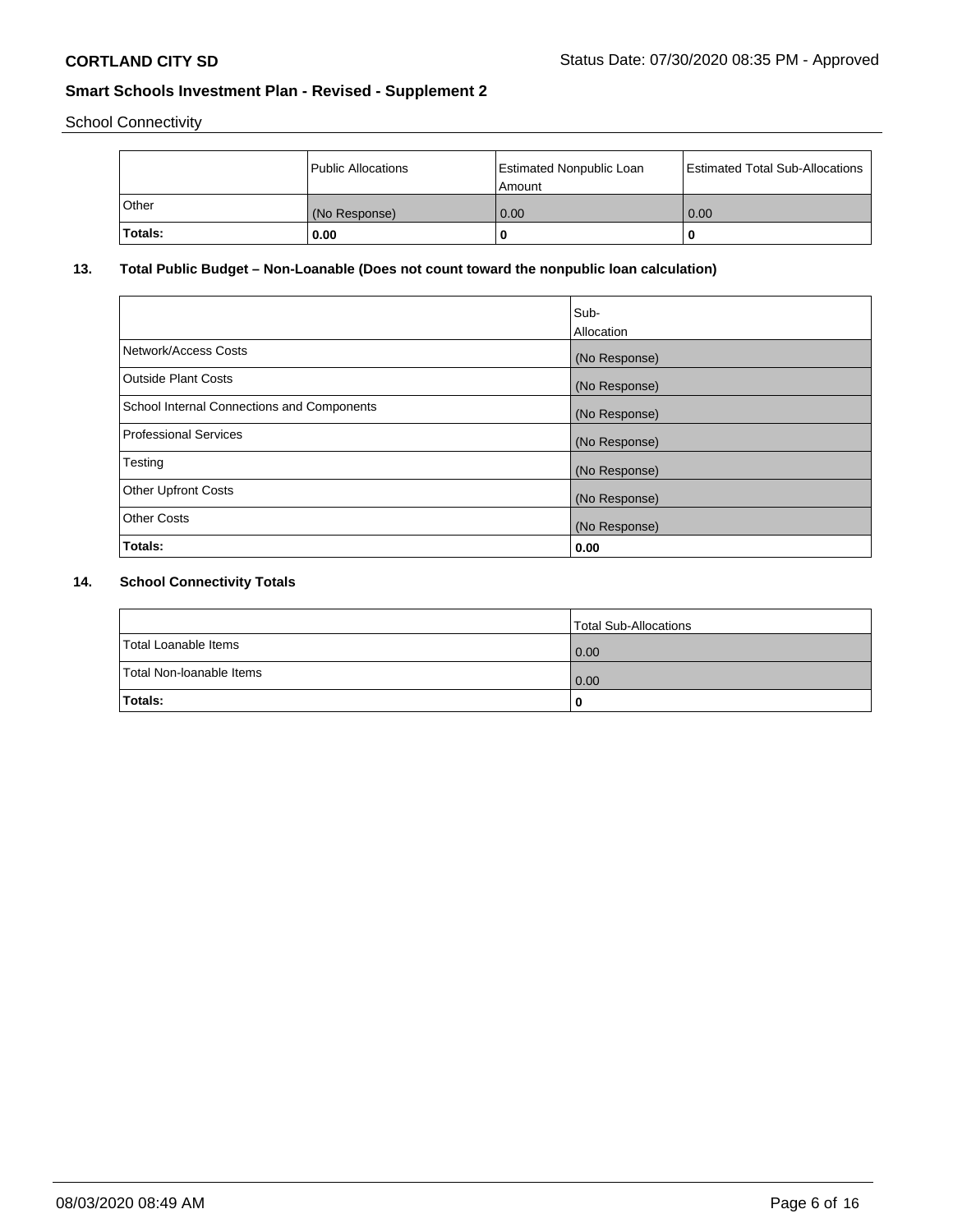School Connectivity

| | Public Allocations | Estimated Nonpublic Loan Amount | Estimated Total Sub-Allocations |
|---|---|---|---|
| Other | (No Response) | 0.00 | 0.00 |
| **Totals:** | **0.00** | **0** | **0** |

## 13. Total Public Budget – Non-Loanable (Does not count toward the nonpublic loan calculation)

| | Sub-Allocation |
|---|---|
| Network/Access Costs | (No Response) |
| Outside Plant Costs | (No Response) |
| School Internal Connections and Components | (No Response) |
| Professional Services | (No Response) |
| Testing | (No Response) |
| Other Upfront Costs | (No Response) |
| Other Costs | (No Response) |
| **Totals:** | **0.00** |

## 14. School Connectivity Totals

| | Total Sub-Allocations |
|---|---|
| Total Loanable Items | 0.00 |
| Total Non-loanable Items | 0.00 |
| **Totals:** | **0** |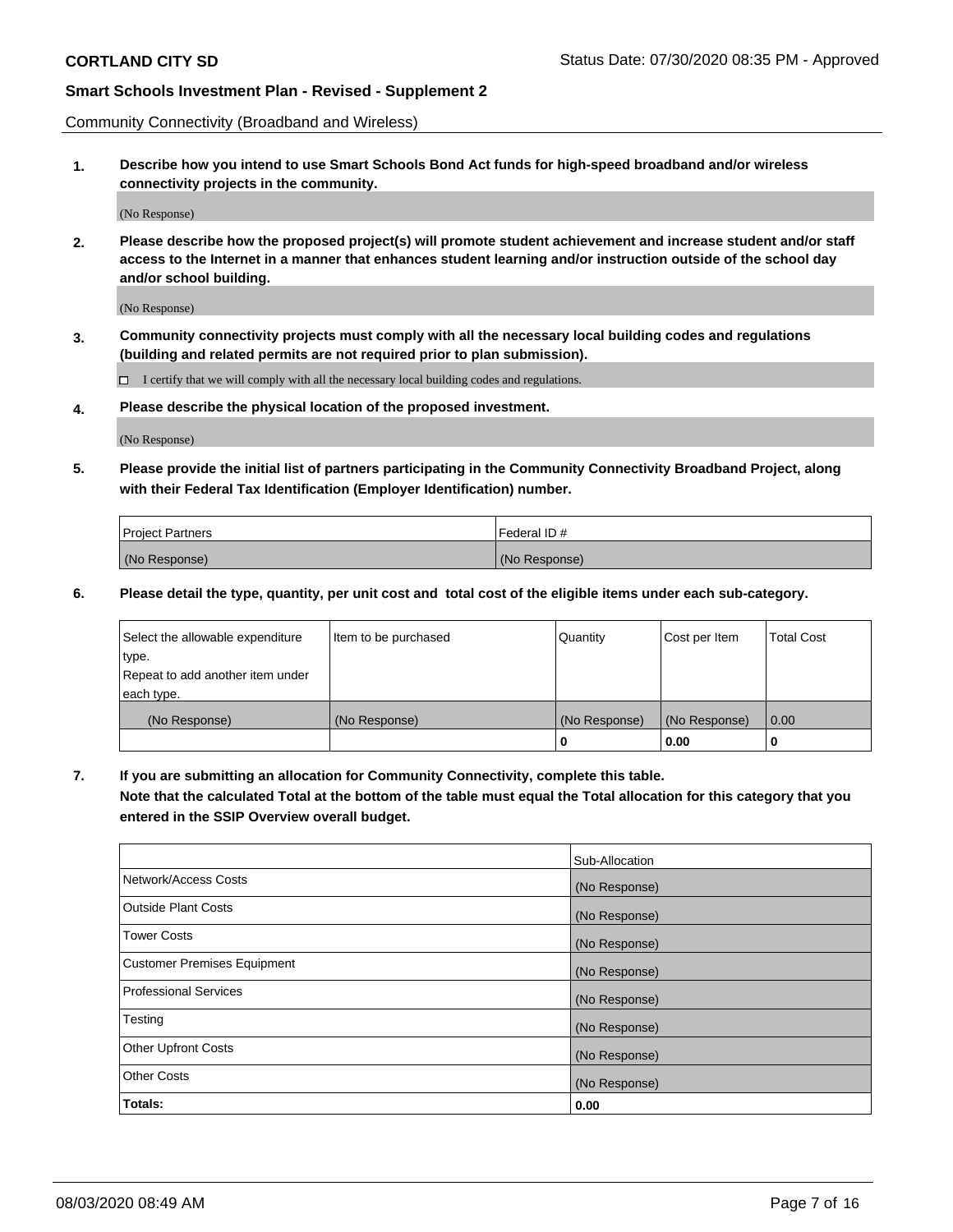Community Connectivity (Broadband and Wireless)

**1. Describe how you intend to use Smart Schools Bond Act funds for high-speed broadband and/or wireless connectivity projects in the community.**

(No Response)

**2. Please describe how the proposed project(s) will promote student achievement and increase student and/or staff access to the Internet in a manner that enhances student learning and/or instruction outside of the school day and/or school building.**

(No Response)

**3. Community connectivity projects must comply with all the necessary local building codes and regulations (building and related permits are not required prior to plan submission).**

☐ I certify that we will comply with all the necessary local building codes and regulations.

**4. Please describe the physical location of the proposed investment.**

(No Response)

**5. Please provide the initial list of partners participating in the Community Connectivity Broadband Project, along with their Federal Tax Identification (Employer Identification) number.**

| Project Partners | Federal ID # |
|---|---|
| (No Response) | (No Response) |

**6. Please detail the type, quantity, per unit cost and total cost of the eligible items under each sub-category.**

| Select the allowable expenditure type. Repeat to add another item under each type. | Item to be purchased | Quantity | Cost per Item | Total Cost |
|---|---|---|---|---|
| (No Response) | (No Response) | (No Response) | (No Response) | 0.00 |
| | | **0** | **0.00** | **0** |

**7. If you are submitting an allocation for Community Connectivity, complete this table.**
**Note that the calculated Total at the bottom of the table must equal the Total allocation for this category that you entered in the SSIP Overview overall budget.**

| | Sub-Allocation |
|---|---|
| Network/Access Costs | (No Response) |
| Outside Plant Costs | (No Response) |
| Tower Costs | (No Response) |
| Customer Premises Equipment | (No Response) |
| Professional Services | (No Response) |
| Testing | (No Response) |
| Other Upfront Costs | (No Response) |
| Other Costs | (No Response) |
| **Totals:** | **0.00** |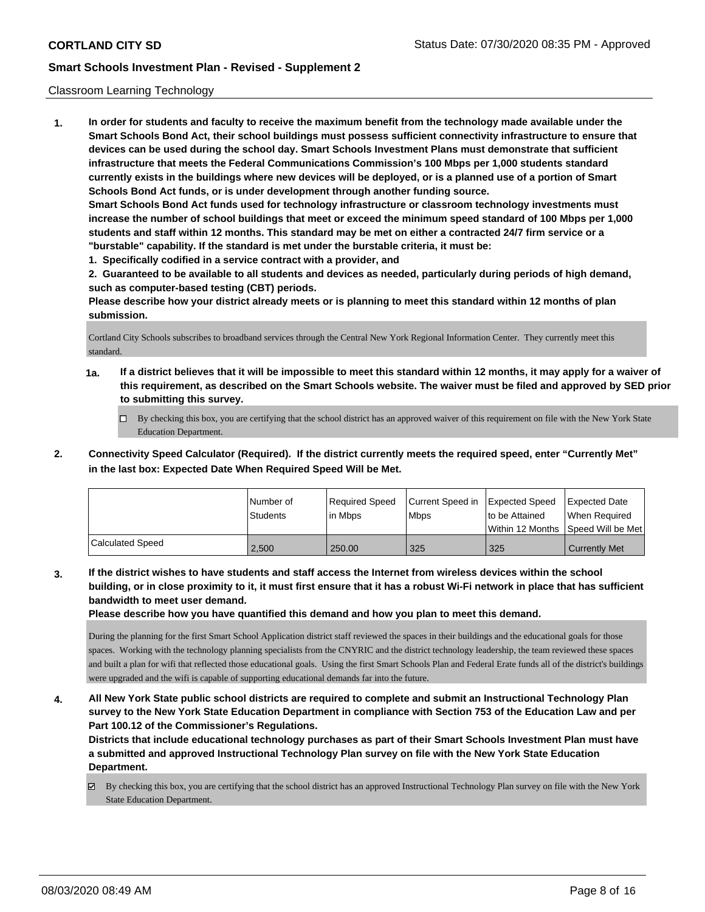Classroom Learning Technology

1. **In order for students and faculty to receive the maximum benefit from the technology made available under the Smart Schools Bond Act, their school buildings must possess sufficient connectivity infrastructure to ensure that devices can be used during the school day. Smart Schools Investment Plans must demonstrate that sufficient infrastructure that meets the Federal Communications Commission's 100 Mbps per 1,000 students standard currently exists in the buildings where new devices will be deployed, or is a planned use of a portion of Smart Schools Bond Act funds, or is under development through another funding source.**

   **Smart Schools Bond Act funds used for technology infrastructure or classroom technology investments must increase the number of school buildings that meet or exceed the minimum speed standard of 100 Mbps per 1,000 students and staff within 12 months. This standard may be met on either a contracted 24/7 firm service or a "burstable" capability. If the standard is met under the burstable criteria, it must be:**

   **1. Specifically codified in a service contract with a provider, and**

   **2. Guaranteed to be available to all students and devices as needed, particularly during periods of high demand, such as computer-based testing (CBT) periods.**

   **Please describe how your district already meets or is planning to meet this standard within 12 months of plan submission.**

   Cortland City Schools subscribes to broadband services through the Central New York Regional Information Center. They currently meet this standard.

   **1a. If a district believes that it will be impossible to meet this standard within 12 months, it may apply for a waiver of this requirement, as described on the Smart Schools website. The waiver must be filed and approved by SED prior to submitting this survey.**

   ☐ By checking this box, you are certifying that the school district has an approved waiver of this requirement on file with the New York State Education Department.

2. **Connectivity Speed Calculator (Required). If the district currently meets the required speed, enter "Currently Met" in the last box: Expected Date When Required Speed Will be Met.**

|  | Number of Students | Required Speed in Mbps | Current Speed in Mbps | Expected Speed to be Attained Within 12 Months | Expected Date When Required Speed Will be Met |
|---|---|---|---|---|---|
| Calculated Speed | 2,500 | 250.00 | 325 | 325 | Currently Met |

3. **If the district wishes to have students and staff access the Internet from wireless devices within the school building, or in close proximity to it, it must first ensure that it has a robust Wi-Fi network in place that has sufficient bandwidth to meet user demand.**

   **Please describe how you have quantified this demand and how you plan to meet this demand.**

   During the planning for the first Smart School Application district staff reviewed the spaces in their buildings and the educational goals for those spaces. Working with the technology planning specialists from the CNYRIC and the district technology leadership, the team reviewed these spaces and built a plan for wifi that reflected those educational goals. Using the first Smart Schools Plan and Federal Erate funds all of the district's buildings were upgraded and the wifi is capable of supporting educational demands far into the future.

4. **All New York State public school districts are required to complete and submit an Instructional Technology Plan survey to the New York State Education Department in compliance with Section 753 of the Education Law and per Part 100.12 of the Commissioner's Regulations.**

   **Districts that include educational technology purchases as part of their Smart Schools Investment Plan must have a submitted and approved Instructional Technology Plan survey on file with the New York State Education Department.**

   ☑ By checking this box, you are certifying that the school district has an approved Instructional Technology Plan survey on file with the New York State Education Department.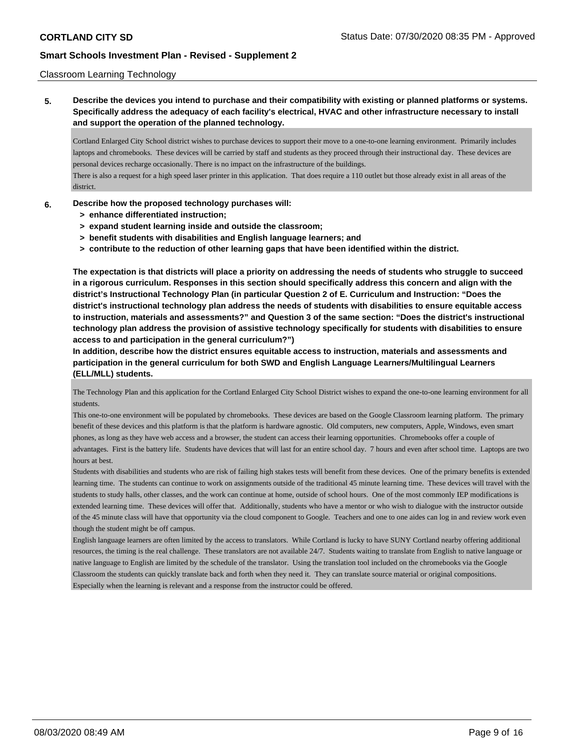Classroom Learning Technology

**5. Describe the devices you intend to purchase and their compatibility with existing or planned platforms or systems. Specifically address the adequacy of each facility's electrical, HVAC and other infrastructure necessary to install and support the operation of the planned technology.**

Cortland Enlarged City School district wishes to purchase devices to support their move to a one-to-one learning environment. Primarily includes laptops and chromebooks. These devices will be carried by staff and students as they proceed through their instructional day. These devices are personal devices recharge occasionally. There is no impact on the infrastructure of the buildings.
There is also a request for a high speed laser printer in this application. That does require a 110 outlet but those already exist in all areas of the district.

**6. Describe how the proposed technology purchases will:**
- **> enhance differentiated instruction;**
- **> expand student learning inside and outside the classroom;**
- **> benefit students with disabilities and English language learners; and**
- **> contribute to the reduction of other learning gaps that have been identified within the district.**

**The expectation is that districts will place a priority on addressing the needs of students who struggle to succeed in a rigorous curriculum. Responses in this section should specifically address this concern and align with the district's Instructional Technology Plan (in particular Question 2 of E. Curriculum and Instruction: "Does the district's instructional technology plan address the needs of students with disabilities to ensure equitable access to instruction, materials and assessments?" and Question 3 of the same section: "Does the district's instructional technology plan address the provision of assistive technology specifically for students with disabilities to ensure access to and participation in the general curriculum?")**
**In addition, describe how the district ensures equitable access to instruction, materials and assessments and participation in the general curriculum for both SWD and English Language Learners/Multilingual Learners (ELL/MLL) students.**

The Technology Plan and this application for the Cortland Enlarged City School District wishes to expand the one-to-one learning environment for all students.
This one-to-one environment will be populated by chromebooks. These devices are based on the Google Classroom learning platform. The primary benefit of these devices and this platform is that the platform is hardware agnostic. Old computers, new computers, Apple, Windows, even smart phones, as long as they have web access and a browser, the student can access their learning opportunities. Chromebooks offer a couple of advantages. First is the battery life. Students have devices that will last for an entire school day. 7 hours and even after school time. Laptops are two hours at best.
Students with disabilities and students who are risk of failing high stakes tests will benefit from these devices. One of the primary benefits is extended learning time. The students can continue to work on assignments outside of the traditional 45 minute learning time. These devices will travel with the students to study halls, other classes, and the work can continue at home, outside of school hours. One of the most commonly IEP modifications is extended learning time. These devices will offer that. Additionally, students who have a mentor or who wish to dialogue with the instructor outside of the 45 minute class will have that opportunity via the cloud component to Google. Teachers and one to one aides can log in and review work even though the student might be off campus.
English language learners are often limited by the access to translators. While Cortland is lucky to have SUNY Cortland nearby offering additional resources, the timing is the real challenge. These translators are not available 24/7. Students waiting to translate from English to native language or native language to English are limited by the schedule of the translator. Using the translation tool included on the chromebooks via the Google Classroom the students can quickly translate back and forth when they need it. They can translate source material or original compositions. Especially when the learning is relevant and a response from the instructor could be offered.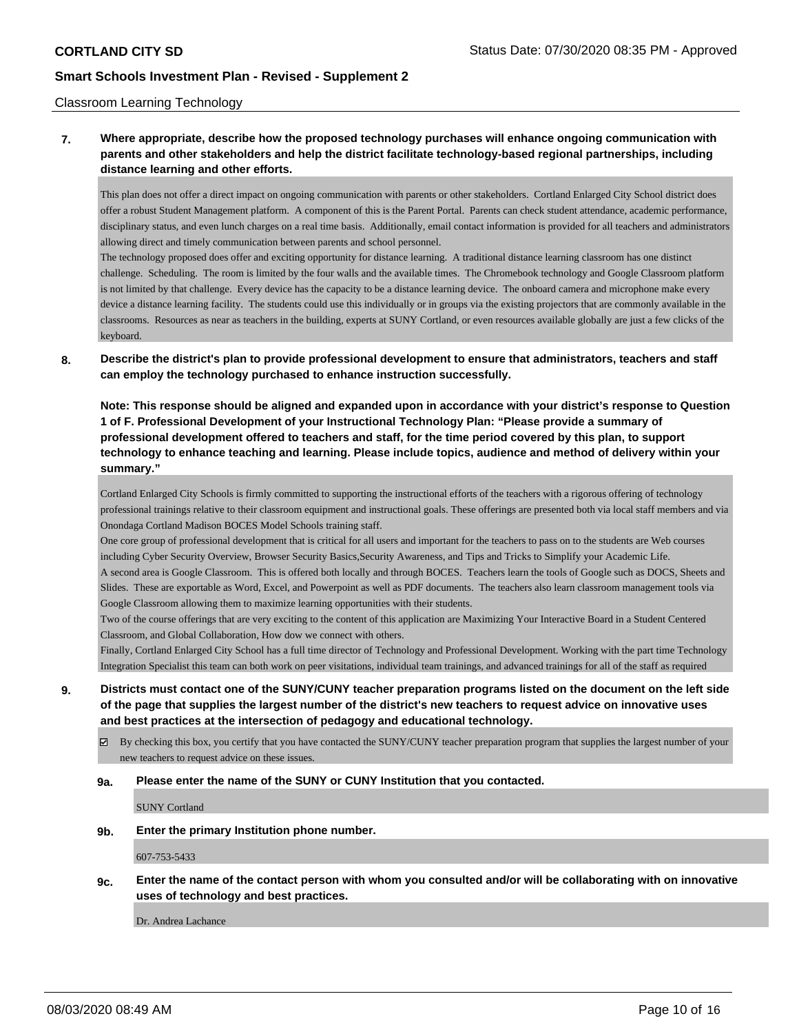Classroom Learning Technology

**7. Where appropriate, describe how the proposed technology purchases will enhance ongoing communication with parents and other stakeholders and help the district facilitate technology-based regional partnerships, including distance learning and other efforts.**

This plan does not offer a direct impact on ongoing communication with parents or other stakeholders. Cortland Enlarged City School district does offer a robust Student Management platform. A component of this is the Parent Portal. Parents can check student attendance, academic performance, disciplinary status, and even lunch charges on a real time basis. Additionally, email contact information is provided for all teachers and administrators allowing direct and timely communication between parents and school personnel.
The technology proposed does offer and exciting opportunity for distance learning. A traditional distance learning classroom has one distinct challenge. Scheduling. The room is limited by the four walls and the available times. The Chromebook technology and Google Classroom platform is not limited by that challenge. Every device has the capacity to be a distance learning device. The onboard camera and microphone make every device a distance learning facility. The students could use this individually or in groups via the existing projectors that are commonly available in the classrooms. Resources as near as teachers in the building, experts at SUNY Cortland, or even resources available globally are just a few clicks of the keyboard.

**8. Describe the district's plan to provide professional development to ensure that administrators, teachers and staff can employ the technology purchased to enhance instruction successfully.**

**Note: This response should be aligned and expanded upon in accordance with your district's response to Question 1 of F. Professional Development of your Instructional Technology Plan: "Please provide a summary of professional development offered to teachers and staff, for the time period covered by this plan, to support technology to enhance teaching and learning. Please include topics, audience and method of delivery within your summary."**

Cortland Enlarged City Schools is firmly committed to supporting the instructional efforts of the teachers with a rigorous offering of technology professional trainings relative to their classroom equipment and instructional goals. These offerings are presented both via local staff members and via Onondaga Cortland Madison BOCES Model Schools training staff.
One core group of professional development that is critical for all users and important for the teachers to pass on to the students are Web courses including Cyber Security Overview, Browser Security Basics,Security Awareness, and Tips and Tricks to Simplify your Academic Life.
A second area is Google Classroom. This is offered both locally and through BOCES. Teachers learn the tools of Google such as DOCS, Sheets and Slides. These are exportable as Word, Excel, and Powerpoint as well as PDF documents. The teachers also learn classroom management tools via Google Classroom allowing them to maximize learning opportunities with their students.
Two of the course offerings that are very exciting to the content of this application are Maximizing Your Interactive Board in a Student Centered Classroom, and Global Collaboration, How dow we connect with others.
Finally, Cortland Enlarged City School has a full time director of Technology and Professional Development. Working with the part time Technology Integration Specialist this team can both work on peer visitations, individual team trainings, and advanced trainings for all of the staff as required

**9. Districts must contact one of the SUNY/CUNY teacher preparation programs listed on the document on the left side of the page that supplies the largest number of the district's new teachers to request advice on innovative uses and best practices at the intersection of pedagogy and educational technology.**

☑ By checking this box, you certify that you have contacted the SUNY/CUNY teacher preparation program that supplies the largest number of your new teachers to request advice on these issues.

**9a. Please enter the name of the SUNY or CUNY Institution that you contacted.**

SUNY Cortland

**9b. Enter the primary Institution phone number.**

607-753-5433

**9c. Enter the name of the contact person with whom you consulted and/or will be collaborating with on innovative uses of technology and best practices.**

Dr. Andrea Lachance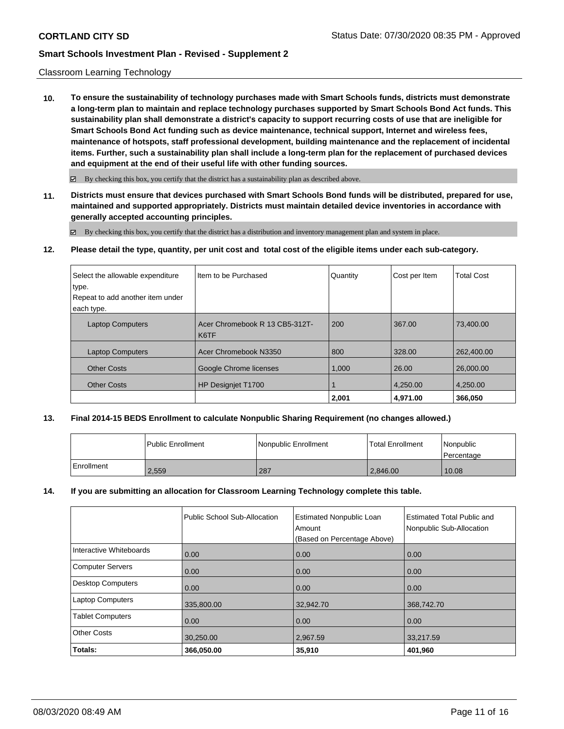Classroom Learning Technology

**10. To ensure the sustainability of technology purchases made with Smart Schools funds, districts must demonstrate a long-term plan to maintain and replace technology purchases supported by Smart Schools Bond Act funds. This sustainability plan shall demonstrate a district's capacity to support recurring costs of use that are ineligible for Smart Schools Bond Act funding such as device maintenance, technical support, Internet and wireless fees, maintenance of hotspots, staff professional development, building maintenance and the replacement of incidental items. Further, such a sustainability plan shall include a long-term plan for the replacement of purchased devices and equipment at the end of their useful life with other funding sources.**

☑ By checking this box, you certify that the district has a sustainability plan as described above.

**11. Districts must ensure that devices purchased with Smart Schools Bond funds will be distributed, prepared for use, maintained and supported appropriately. Districts must maintain detailed device inventories in accordance with generally accepted accounting principles.**

☑ By checking this box, you certify that the district has a distribution and inventory management plan and system in place.

**12. Please detail the type, quantity, per unit cost and total cost of the eligible items under each sub-category.**

| Select the allowable expenditure type. Repeat to add another item under each type. | Item to be Purchased | Quantity | Cost per Item | Total Cost |
|---|---|---|---|---|
| Laptop Computers | Acer Chromebook R 13 CB5-312T-K6TF | 200 | 367.00 | 73,400.00 |
| Laptop Computers | Acer Chromebook N3350 | 800 | 328.00 | 262,400.00 |
| Other Costs | Google Chrome licenses | 1,000 | 26.00 | 26,000.00 |
| Other Costs | HP Designjet T1700 | 1 | 4,250.00 | 4,250.00 |
| | | **2,001** | **4,971.00** | **366,050** |

**13. Final 2014-15 BEDS Enrollment to calculate Nonpublic Sharing Requirement (no changes allowed.)**

| | Public Enrollment | Nonpublic Enrollment | Total Enrollment | Nonpublic Percentage |
|---|---|---|---|---|
| Enrollment | 2,559 | 287 | 2,846.00 | 10.08 |

**14. If you are submitting an allocation for Classroom Learning Technology complete this table.**

| | Public School Sub-Allocation | Estimated Nonpublic Loan Amount (Based on Percentage Above) | Estimated Total Public and Nonpublic Sub-Allocation |
|---|---|---|---|
| Interactive Whiteboards | 0.00 | 0.00 | 0.00 |
| Computer Servers | 0.00 | 0.00 | 0.00 |
| Desktop Computers | 0.00 | 0.00 | 0.00 |
| Laptop Computers | 335,800.00 | 32,942.70 | 368,742.70 |
| Tablet Computers | 0.00 | 0.00 | 0.00 |
| Other Costs | 30,250.00 | 2,967.59 | 33,217.59 |
| **Totals:** | **366,050.00** | **35,910** | **401,960** |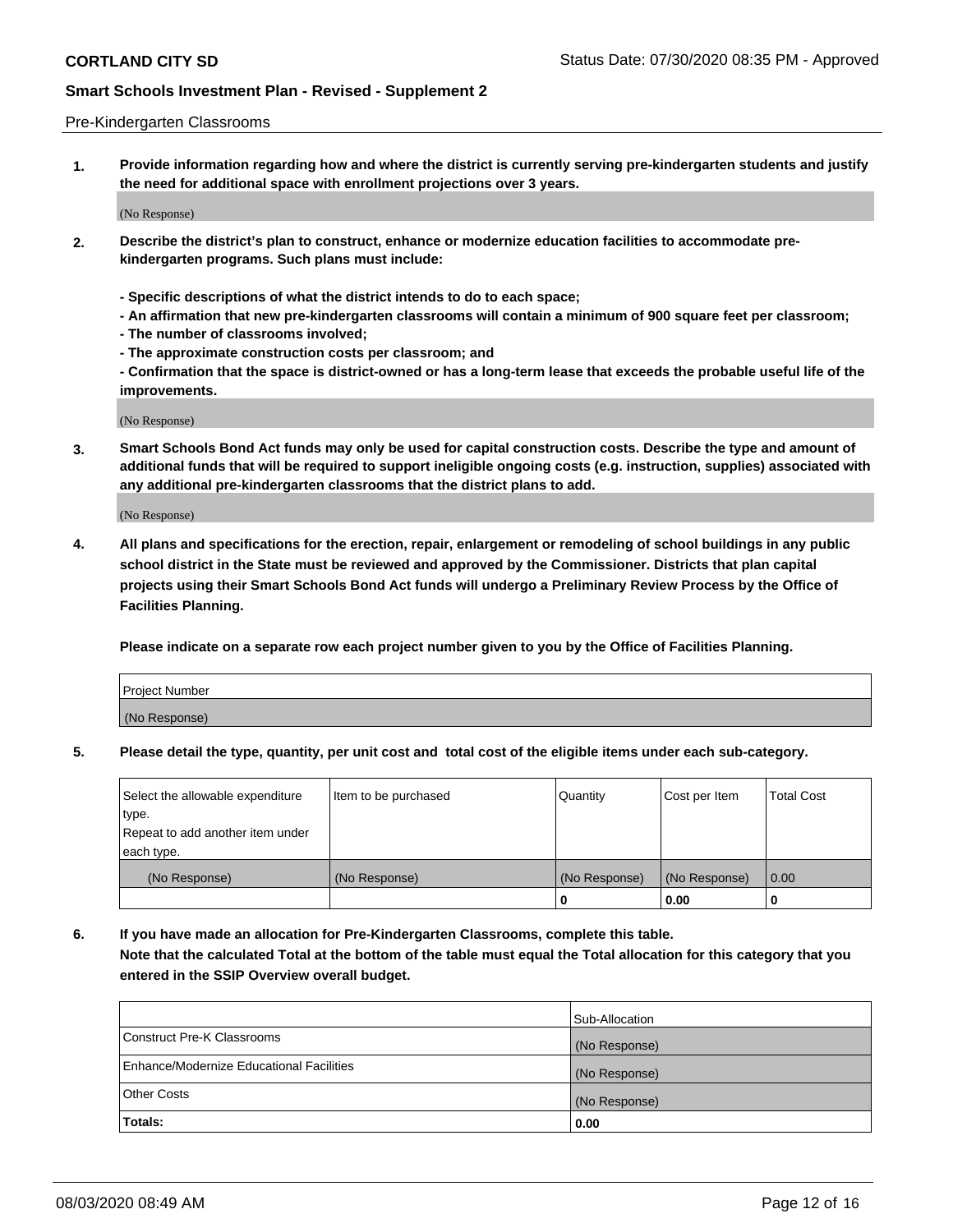Pre-Kindergarten Classrooms

**1. Provide information regarding how and where the district is currently serving pre-kindergarten students and justify the need for additional space with enrollment projections over 3 years.**

(No Response)

**2. Describe the district's plan to construct, enhance or modernize education facilities to accommodate pre-kindergarten programs. Such plans must include:**

**- Specific descriptions of what the district intends to do to each space;**
**- An affirmation that new pre-kindergarten classrooms will contain a minimum of 900 square feet per classroom;**
**- The number of classrooms involved;**
**- The approximate construction costs per classroom; and**
**- Confirmation that the space is district-owned or has a long-term lease that exceeds the probable useful life of the improvements.**

(No Response)

**3. Smart Schools Bond Act funds may only be used for capital construction costs. Describe the type and amount of additional funds that will be required to support ineligible ongoing costs (e.g. instruction, supplies) associated with any additional pre-kindergarten classrooms that the district plans to add.**

(No Response)

**4. All plans and specifications for the erection, repair, enlargement or remodeling of school buildings in any public school district in the State must be reviewed and approved by the Commissioner. Districts that plan capital projects using their Smart Schools Bond Act funds will undergo a Preliminary Review Process by the Office of Facilities Planning.**

**Please indicate on a separate row each project number given to you by the Office of Facilities Planning.**

| Project Number |
|---|
| (No Response) |

**5. Please detail the type, quantity, per unit cost and total cost of the eligible items under each sub-category.**

| Select the allowable expenditure type. Repeat to add another item under each type. | Item to be purchased | Quantity | Cost per Item | Total Cost |
|---|---|---|---|---|
| (No Response) | (No Response) | (No Response) | (No Response) | 0.00 |
| | | **0** | **0.00** | **0** |

**6. If you have made an allocation for Pre-Kindergarten Classrooms, complete this table. Note that the calculated Total at the bottom of the table must equal the Total allocation for this category that you entered in the SSIP Overview overall budget.**

| | Sub-Allocation |
|---|---|
| Construct Pre-K Classrooms | (No Response) |
| Enhance/Modernize Educational Facilities | (No Response) |
| Other Costs | (No Response) |
| **Totals:** | **0.00** |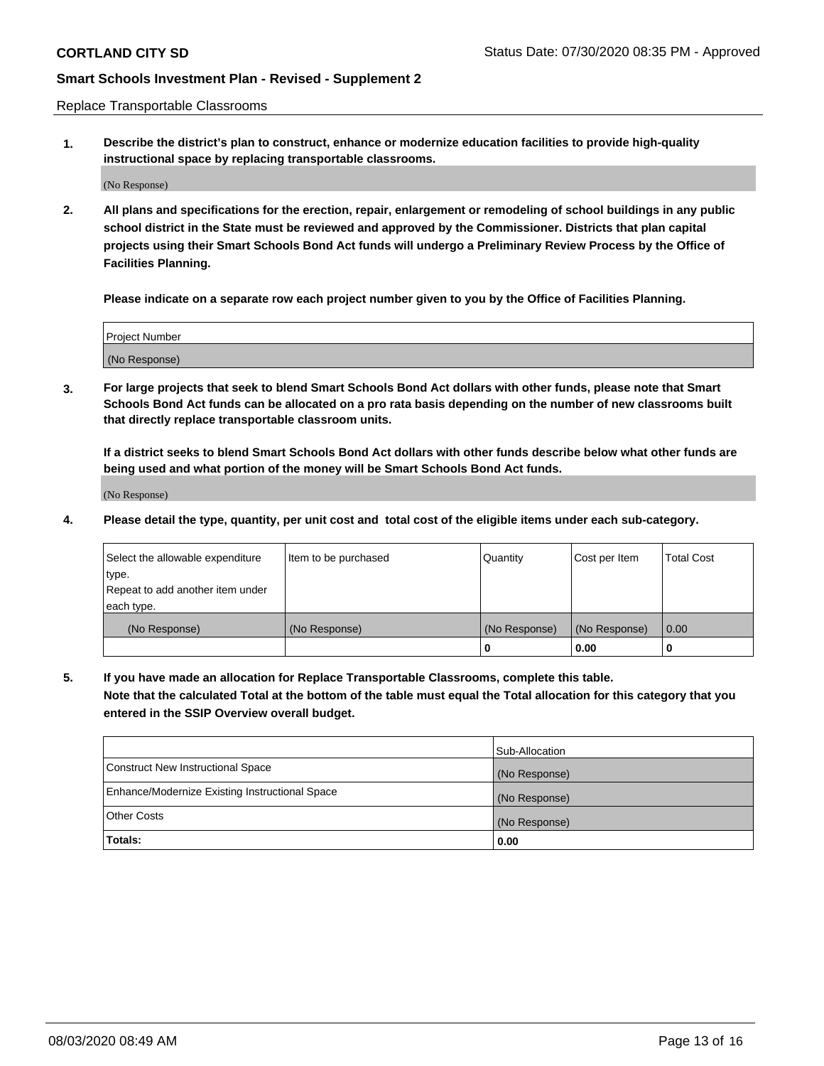Replace Transportable Classrooms

**1. Describe the district's plan to construct, enhance or modernize education facilities to provide high-quality instructional space by replacing transportable classrooms.**

(No Response)

**2. All plans and specifications for the erection, repair, enlargement or remodeling of school buildings in any public school district in the State must be reviewed and approved by the Commissioner. Districts that plan capital projects using their Smart Schools Bond Act funds will undergo a Preliminary Review Process by the Office of Facilities Planning.**

**Please indicate on a separate row each project number given to you by the Office of Facilities Planning.**

| Project Number |
|---|
| (No Response) |

**3. For large projects that seek to blend Smart Schools Bond Act dollars with other funds, please note that Smart Schools Bond Act funds can be allocated on a pro rata basis depending on the number of new classrooms built that directly replace transportable classroom units.**

**If a district seeks to blend Smart Schools Bond Act dollars with other funds describe below what other funds are being used and what portion of the money will be Smart Schools Bond Act funds.**

(No Response)

**4. Please detail the type, quantity, per unit cost and total cost of the eligible items under each sub-category.**

| Select the allowable expenditure type. Repeat to add another item under each type. | Item to be purchased | Quantity | Cost per Item | Total Cost |
|---|---|---|---|---|
| (No Response) | (No Response) | (No Response) | (No Response) | 0.00 |
| | | **0** | **0.00** | **0** |

**5. If you have made an allocation for Replace Transportable Classrooms, complete this table. Note that the calculated Total at the bottom of the table must equal the Total allocation for this category that you entered in the SSIP Overview overall budget.**

| | Sub-Allocation |
|---|---|
| Construct New Instructional Space | (No Response) |
| Enhance/Modernize Existing Instructional Space | (No Response) |
| Other Costs | (No Response) |
| **Totals:** | **0.00** |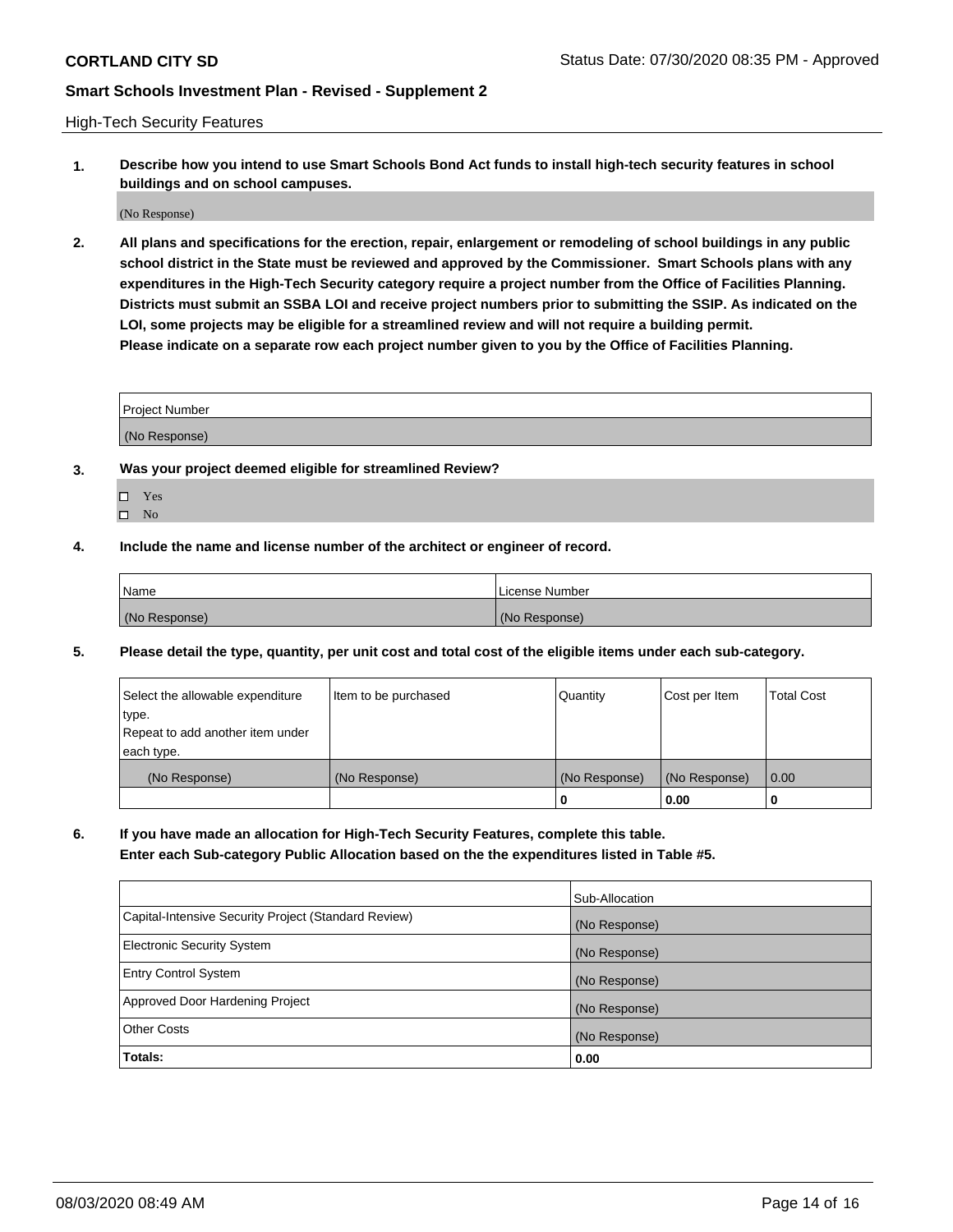## High-Tech Security Features

**1. Describe how you intend to use Smart Schools Bond Act funds to install high-tech security features in school buildings and on school campuses.**

(No Response)

**2. All plans and specifications for the erection, repair, enlargement or remodeling of school buildings in any public school district in the State must be reviewed and approved by the Commissioner. Smart Schools plans with any expenditures in the High-Tech Security category require a project number from the Office of Facilities Planning. Districts must submit an SSBA LOI and receive project numbers prior to submitting the SSIP. As indicated on the LOI, some projects may be eligible for a streamlined review and will not require a building permit. Please indicate on a separate row each project number given to you by the Office of Facilities Planning.**

| Project Number |
| --- |
| (No Response) |

**3. Was your project deemed eligible for streamlined Review?**

- ☐ Yes
- ☐ No

**4. Include the name and license number of the architect or engineer of record.**

| Name | License Number |
| --- | --- |
| (No Response) | (No Response) |

**5. Please detail the type, quantity, per unit cost and total cost of the eligible items under each sub-category.**

| Select the allowable expenditure type. Repeat to add another item under each type. | Item to be purchased | Quantity | Cost per Item | Total Cost |
| --- | --- | --- | --- | --- |
| (No Response) | (No Response) | (No Response) | (No Response) | 0.00 |
| | | 0 | 0.00 | 0 |

**6. If you have made an allocation for High-Tech Security Features, complete this table. Enter each Sub-category Public Allocation based on the the expenditures listed in Table #5.**

| | Sub-Allocation |
| --- | --- |
| Capital-Intensive Security Project (Standard Review) | (No Response) |
| Electronic Security System | (No Response) |
| Entry Control System | (No Response) |
| Approved Door Hardening Project | (No Response) |
| Other Costs | (No Response) |
| **Totals:** | **0.00** |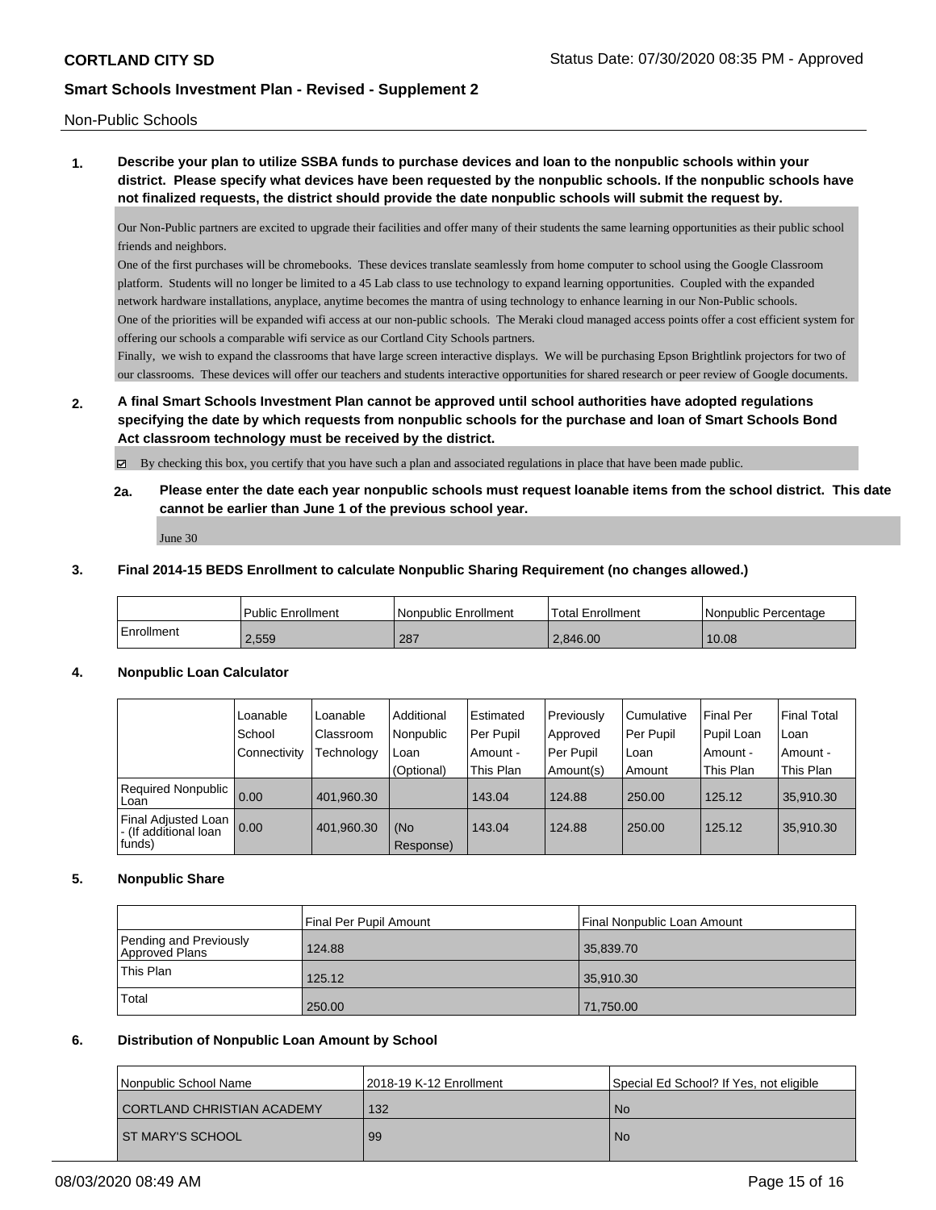Non-Public Schools

**1. Describe your plan to utilize SSBA funds to purchase devices and loan to the nonpublic schools within your district. Please specify what devices have been requested by the nonpublic schools. If the nonpublic schools have not finalized requests, the district should provide the date nonpublic schools will submit the request by.**

Our Non-Public partners are excited to upgrade their facilities and offer many of their students the same learning opportunities as their public school friends and neighbors.
One of the first purchases will be chromebooks. These devices translate seamlessly from home computer to school using the Google Classroom platform. Students will no longer be limited to a 45 Lab class to use technology to expand learning opportunities. Coupled with the expanded network hardware installations, anyplace, anytime becomes the mantra of using technology to enhance learning in our Non-Public schools.
One of the priorities will be expanded wifi access at our non-public schools. The Meraki cloud managed access points offer a cost efficient system for offering our schools a comparable wifi service as our Cortland City Schools partners.
Finally, we wish to expand the classrooms that have large screen interactive displays. We will be purchasing Epson Brightlink projectors for two of our classrooms. These devices will offer our teachers and students interactive opportunities for shared research or peer review of Google documents.

**2. A final Smart Schools Investment Plan cannot be approved until school authorities have adopted regulations specifying the date by which requests from nonpublic schools for the purchase and loan of Smart Schools Bond Act classroom technology must be received by the district.**

☑ By checking this box, you certify that you have such a plan and associated regulations in place that have been made public.

**2a. Please enter the date each year nonpublic schools must request loanable items from the school district. This date cannot be earlier than June 1 of the previous school year.**

June 30

**3. Final 2014-15 BEDS Enrollment to calculate Nonpublic Sharing Requirement (no changes allowed.)**

| | Public Enrollment | Nonpublic Enrollment | Total Enrollment | Nonpublic Percentage |
|---|---|---|---|---|
| Enrollment | 2,559 | 287 | 2,846.00 | 10.08 |

**4. Nonpublic Loan Calculator**

| | Loanable School Connectivity | Loanable Classroom Technology | Additional Nonpublic Loan (Optional) | Estimated Per Pupil Amount - This Plan | Previously Approved Per Pupil Amount(s) | Cumulative Per Pupil Loan Amount | Final Per Pupil Loan Amount - This Plan | Final Total Loan Amount - This Plan |
|---|---|---|---|---|---|---|---|---|
| Required Nonpublic Loan | 0.00 | 401,960.30 | | 143.04 | 124.88 | 250.00 | 125.12 | 35,910.30 |
| Final Adjusted Loan - (If additional loan funds) | 0.00 | 401,960.30 | (No Response) | 143.04 | 124.88 | 250.00 | 125.12 | 35,910.30 |

**5. Nonpublic Share**

| | Final Per Pupil Amount | Final Nonpublic Loan Amount |
|---|---|---|
| Pending and Previously Approved Plans | 124.88 | 35,839.70 |
| This Plan | 125.12 | 35,910.30 |
| Total | 250.00 | 71,750.00 |

**6. Distribution of Nonpublic Loan Amount by School**

| Nonpublic School Name | 2018-19 K-12 Enrollment | Special Ed School? If Yes, not eligible |
|---|---|---|
| CORTLAND CHRISTIAN ACADEMY | 132 | No |
| ST MARY'S SCHOOL | 99 | No |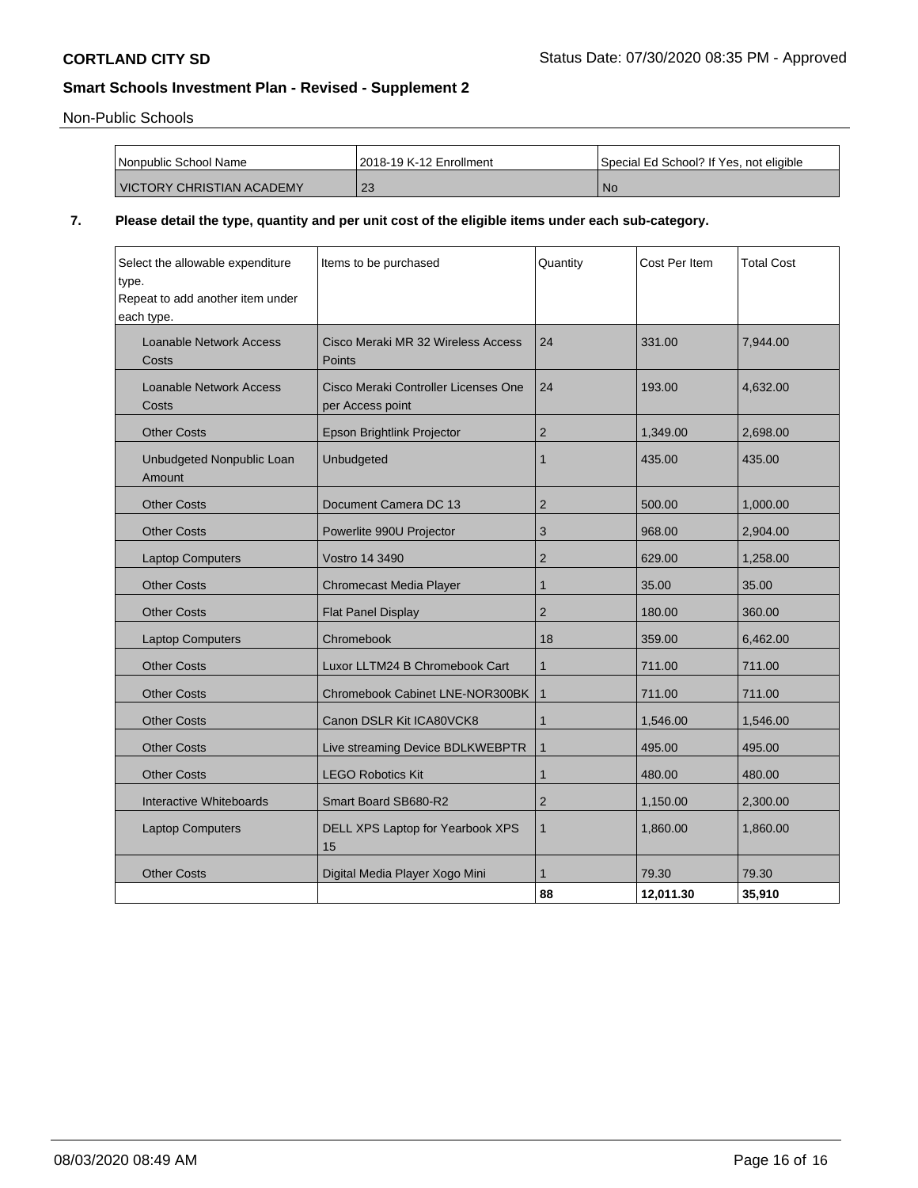Non-Public Schools

| Nonpublic School Name | 2018-19 K-12 Enrollment | Special Ed School? If Yes, not eligible |
|---|---|---|
| VICTORY CHRISTIAN ACADEMY | 23 | No |

**7. Please detail the type, quantity and per unit cost of the eligible items under each sub-category.**

| Select the allowable expenditure type. Repeat to add another item under each type. | Items to be purchased | Quantity | Cost Per Item | Total Cost |
|---|---|---|---|---|
| Loanable Network Access Costs | Cisco Meraki MR 32 Wireless Access Points | 24 | 331.00 | 7,944.00 |
| Loanable Network Access Costs | Cisco Meraki Controller Licenses One per Access point | 24 | 193.00 | 4,632.00 |
| Other Costs | Epson Brightlink Projector | 2 | 1,349.00 | 2,698.00 |
| Unbudgeted Nonpublic Loan Amount | Unbudgeted | 1 | 435.00 | 435.00 |
| Other Costs | Document Camera DC 13 | 2 | 500.00 | 1,000.00 |
| Other Costs | Powerlite 990U Projector | 3 | 968.00 | 2,904.00 |
| Laptop Computers | Vostro 14 3490 | 2 | 629.00 | 1,258.00 |
| Other Costs | Chromecast Media Player | 1 | 35.00 | 35.00 |
| Other Costs | Flat Panel Display | 2 | 180.00 | 360.00 |
| Laptop Computers | Chromebook | 18 | 359.00 | 6,462.00 |
| Other Costs | Luxor LLTM24 B Chromebook Cart | 1 | 711.00 | 711.00 |
| Other Costs | Chromebook Cabinet LNE-NOR300BK | 1 | 711.00 | 711.00 |
| Other Costs | Canon DSLR Kit ICA80VCK8 | 1 | 1,546.00 | 1,546.00 |
| Other Costs | Live streaming Device BDLKWEBPTR | 1 | 495.00 | 495.00 |
| Other Costs | LEGO Robotics Kit | 1 | 480.00 | 480.00 |
| Interactive Whiteboards | Smart Board SB680-R2 | 2 | 1,150.00 | 2,300.00 |
| Laptop Computers | DELL XPS Laptop for Yearbook XPS 15 | 1 | 1,860.00 | 1,860.00 |
| Other Costs | Digital Media Player Xogo Mini | 1 | 79.30 | 79.30 |
| | | **88** | **12,011.30** | **35,910** |